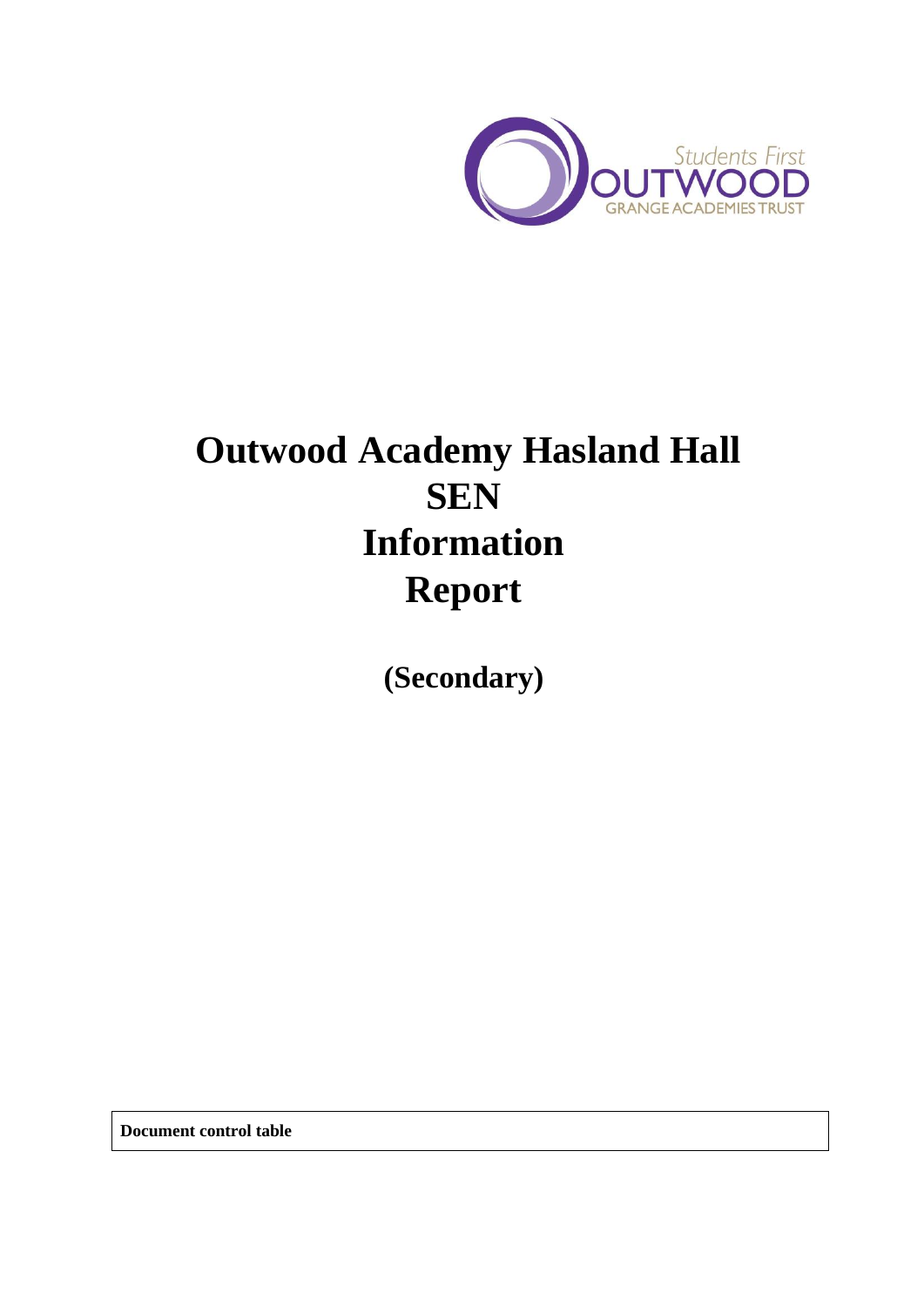Students First
OUTWOOD
GRANGE ACADEMIES TRUST

# Outwood Academy Hasland Hall SEN Information Report

**(Secondary)**

| **Document control table** |
| --- |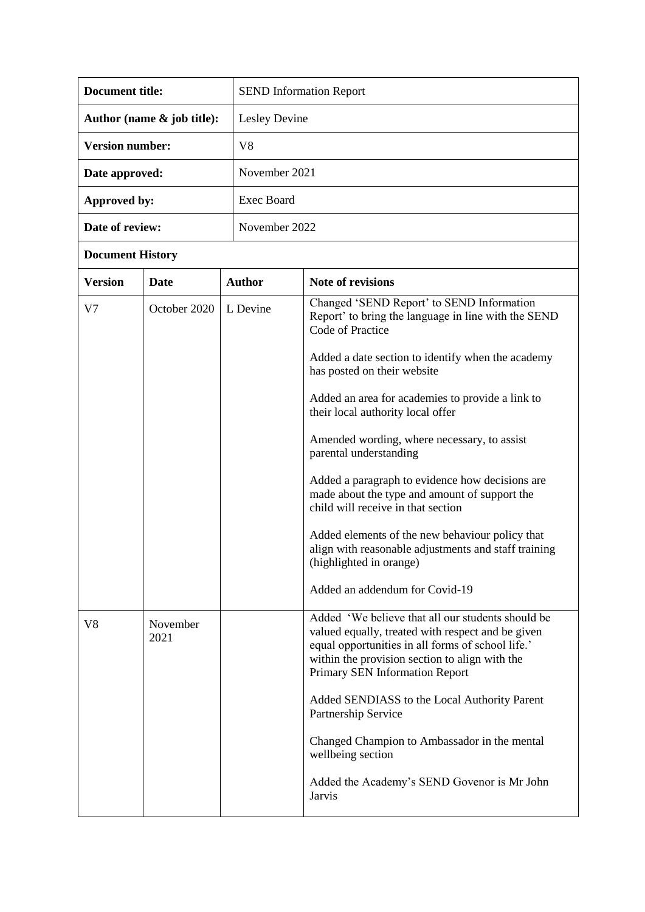| | |
|---|---|
| **Document title:** | SEND Information Report |
| **Author (name & job title):** | Lesley Devine |
| **Version number:** | V8 |
| **Date approved:** | November 2021 |
| **Approved by:** | Exec Board |
| **Date of review:** | November 2022 |

**Document History**

| **Version** | **Date** | **Author** | **Note of revisions** |
|---|---|---|---|
| V7 | October 2020 | L Devine | Changed 'SEND Report' to SEND Information Report' to bring the language in line with the SEND Code of Practice<br><br>Added a date section to identify when the academy has posted on their website<br><br>Added an area for academies to provide a link to their local authority local offer<br><br>Amended wording, where necessary, to assist parental understanding<br><br>Added a paragraph to evidence how decisions are made about the type and amount of support the child will receive in that section<br><br>Added elements of the new behaviour policy that align with reasonable adjustments and staff training (highlighted in orange)<br><br>Added an addendum for Covid-19 |
| V8 | November 2021 | | Added 'We believe that all our students should be valued equally, treated with respect and be given equal opportunities in all forms of school life.' within the provision section to align with the Primary SEN Information Report<br><br>Added SENDIASS to the Local Authority Parent Partnership Service<br><br>Changed Champion to Ambassador in the mental wellbeing section<br><br>Added the Academy's SEND Govenor is Mr John Jarvis |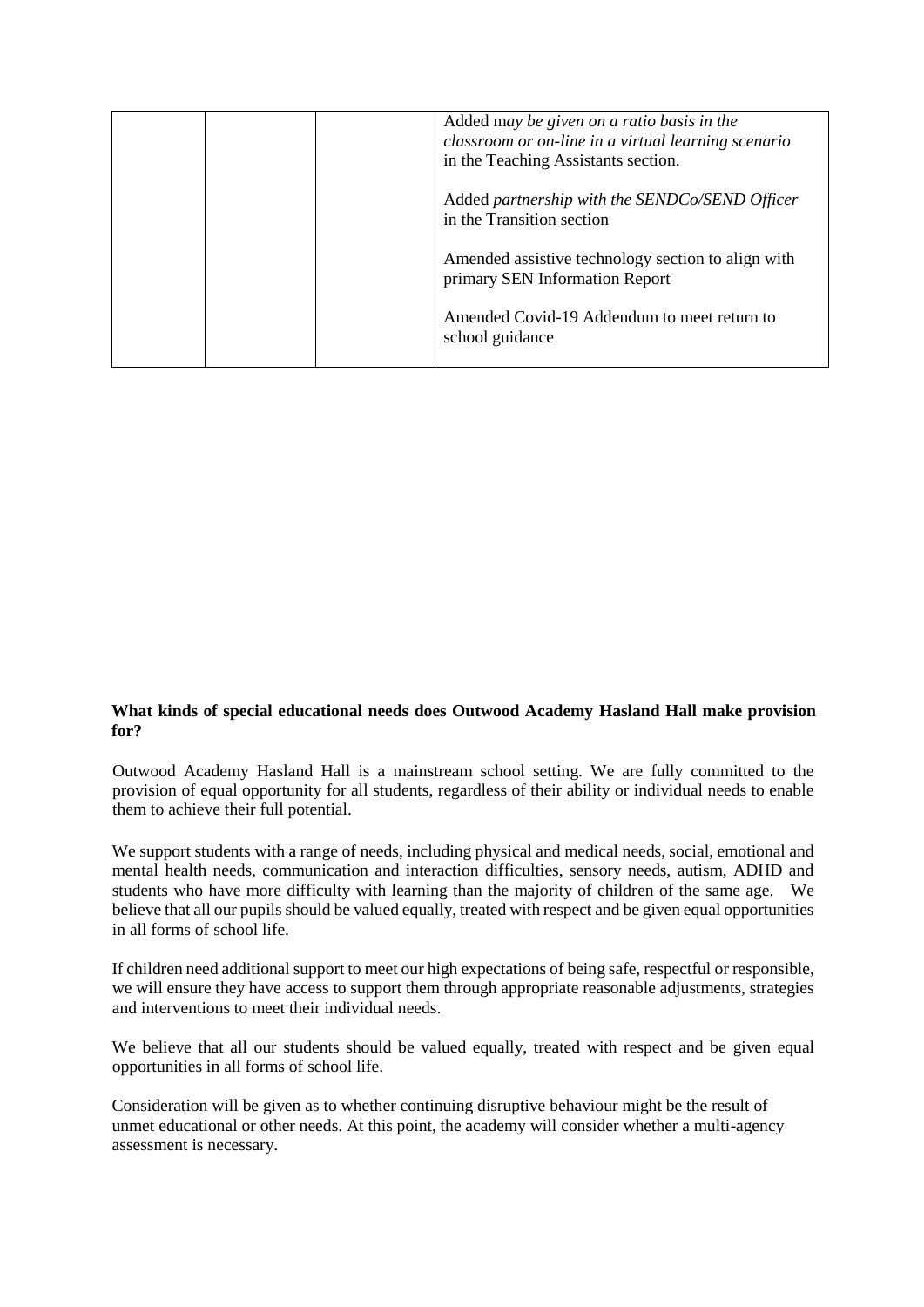| | | | |
|---|---|---|---|
| | | | Added m*ay be given on a ratio basis in the classroom or on-line in a virtual learning scenario* in the Teaching Assistants section.<br><br>Added *partnership with the SENDCo/SEND Officer* in the Transition section<br><br>Amended assistive technology section to align with primary SEN Information Report<br><br>Amended Covid-19 Addendum to meet return to school guidance |

**What kinds of special educational needs does Outwood Academy Hasland Hall make provision for?**

Outwood Academy Hasland Hall is a mainstream school setting. We are fully committed to the provision of equal opportunity for all students, regardless of their ability or individual needs to enable them to achieve their full potential.

We support students with a range of needs, including physical and medical needs, social, emotional and mental health needs, communication and interaction difficulties, sensory needs, autism, ADHD and students who have more difficulty with learning than the majority of children of the same age. We believe that all our pupils should be valued equally, treated with respect and be given equal opportunities in all forms of school life.

If children need additional support to meet our high expectations of being safe, respectful or responsible, we will ensure they have access to support them through appropriate reasonable adjustments, strategies and interventions to meet their individual needs.

We believe that all our students should be valued equally, treated with respect and be given equal opportunities in all forms of school life.

Consideration will be given as to whether continuing disruptive behaviour might be the result of unmet educational or other needs. At this point, the academy will consider whether a multi-agency assessment is necessary.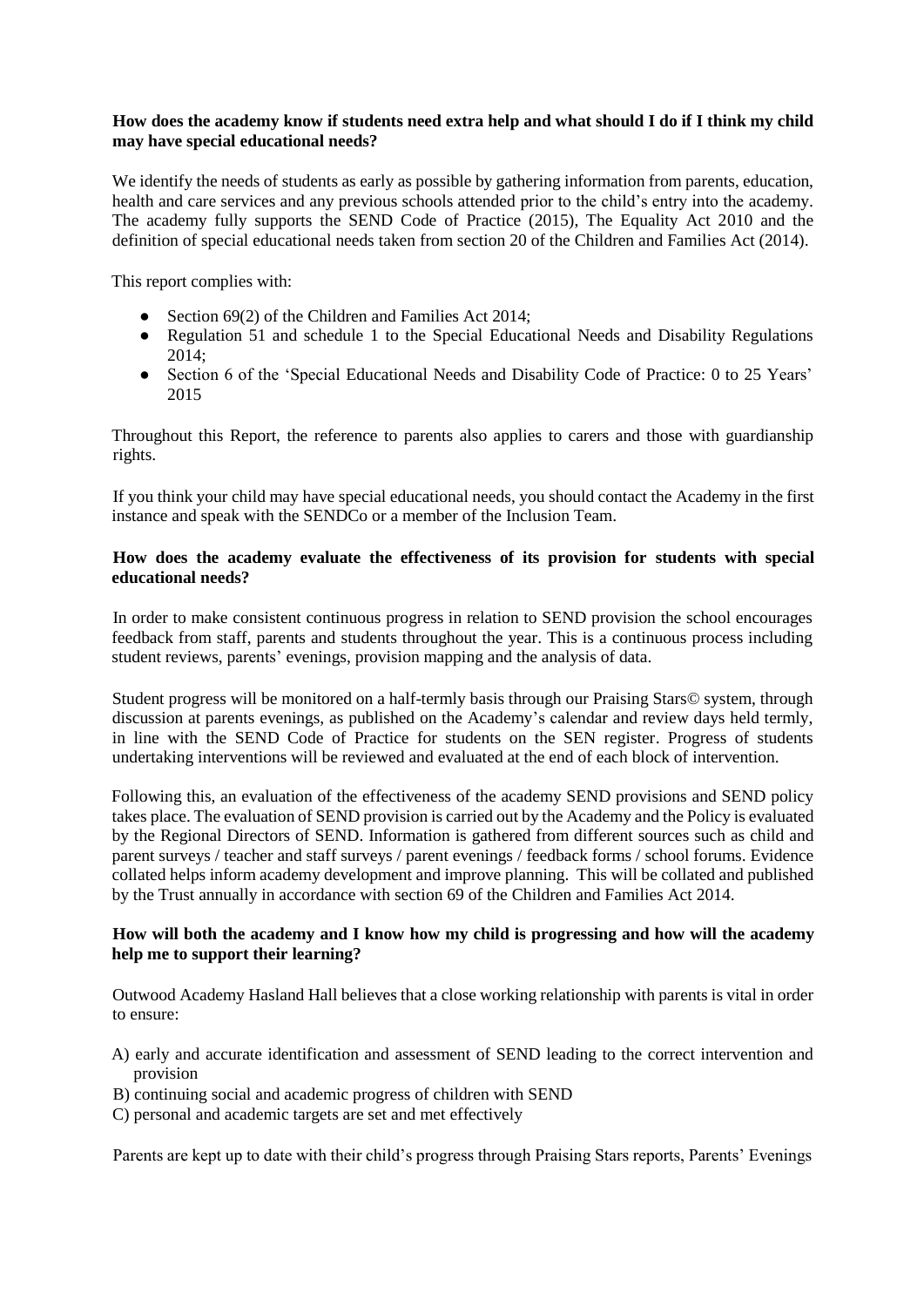**How does the academy know if students need extra help and what should I do if I think my child may have special educational needs?**

We identify the needs of students as early as possible by gathering information from parents, education, health and care services and any previous schools attended prior to the child's entry into the academy. The academy fully supports the SEND Code of Practice (2015), The Equality Act 2010 and the definition of special educational needs taken from section 20 of the Children and Families Act (2014).

This report complies with:

- Section 69(2) of the Children and Families Act 2014;
- Regulation 51 and schedule 1 to the Special Educational Needs and Disability Regulations 2014;
- Section 6 of the 'Special Educational Needs and Disability Code of Practice: 0 to 25 Years' 2015

Throughout this Report, the reference to parents also applies to carers and those with guardianship rights.

If you think your child may have special educational needs, you should contact the Academy in the first instance and speak with the SENDCo or a member of the Inclusion Team.

**How does the academy evaluate the effectiveness of its provision for students with special educational needs?**

In order to make consistent continuous progress in relation to SEND provision the school encourages feedback from staff, parents and students throughout the year. This is a continuous process including student reviews, parents' evenings, provision mapping and the analysis of data.

Student progress will be monitored on a half-termly basis through our Praising Stars© system, through discussion at parents evenings, as published on the Academy's calendar and review days held termly, in line with the SEND Code of Practice for students on the SEN register. Progress of students undertaking interventions will be reviewed and evaluated at the end of each block of intervention.

Following this, an evaluation of the effectiveness of the academy SEND provisions and SEND policy takes place. The evaluation of SEND provision is carried out by the Academy and the Policy is evaluated by the Regional Directors of SEND. Information is gathered from different sources such as child and parent surveys / teacher and staff surveys / parent evenings / feedback forms / school forums. Evidence collated helps inform academy development and improve planning. This will be collated and published by the Trust annually in accordance with section 69 of the Children and Families Act 2014.

**How will both the academy and I know how my child is progressing and how will the academy help me to support their learning?**

Outwood Academy Hasland Hall believes that a close working relationship with parents is vital in order to ensure:

A) early and accurate identification and assessment of SEND leading to the correct intervention and provision
B) continuing social and academic progress of children with SEND
C) personal and academic targets are set and met effectively

Parents are kept up to date with their child's progress through Praising Stars reports, Parents' Evenings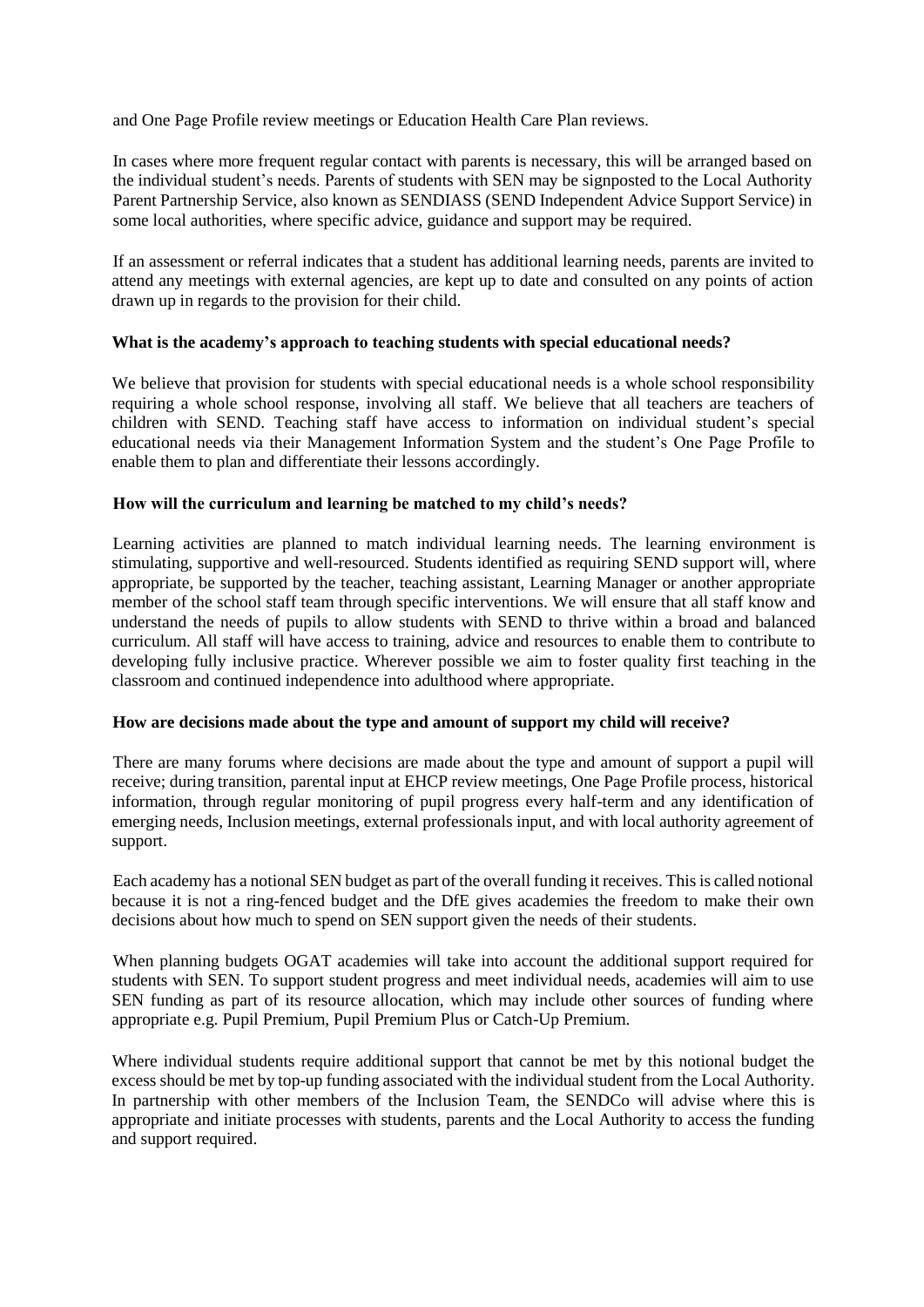and One Page Profile review meetings or Education Health Care Plan reviews.

In cases where more frequent regular contact with parents is necessary, this will be arranged based on the individual student's needs. Parents of students with SEN may be signposted to the Local Authority Parent Partnership Service, also known as SENDIASS (SEND Independent Advice Support Service) in some local authorities, where specific advice, guidance and support may be required.

If an assessment or referral indicates that a student has additional learning needs, parents are invited to attend any meetings with external agencies, are kept up to date and consulted on any points of action drawn up in regards to the provision for their child.

**What is the academy's approach to teaching students with special educational needs?**

We believe that provision for students with special educational needs is a whole school responsibility requiring a whole school response, involving all staff. We believe that all teachers are teachers of children with SEND. Teaching staff have access to information on individual student's special educational needs via their Management Information System and the student's One Page Profile to enable them to plan and differentiate their lessons accordingly.

**How will the curriculum and learning be matched to my child's needs?**

Learning activities are planned to match individual learning needs. The learning environment is stimulating, supportive and well-resourced. Students identified as requiring SEND support will, where appropriate, be supported by the teacher, teaching assistant, Learning Manager or another appropriate member of the school staff team through specific interventions. We will ensure that all staff know and understand the needs of pupils to allow students with SEND to thrive within a broad and balanced curriculum. All staff will have access to training, advice and resources to enable them to contribute to developing fully inclusive practice. Wherever possible we aim to foster quality first teaching in the classroom and continued independence into adulthood where appropriate.

**How are decisions made about the type and amount of support my child will receive?**

There are many forums where decisions are made about the type and amount of support a pupil will receive; during transition, parental input at EHCP review meetings, One Page Profile process, historical information, through regular monitoring of pupil progress every half-term and any identification of emerging needs, Inclusion meetings, external professionals input, and with local authority agreement of support.

Each academy has a notional SEN budget as part of the overall funding it receives. This is called notional because it is not a ring-fenced budget and the DfE gives academies the freedom to make their own decisions about how much to spend on SEN support given the needs of their students.

When planning budgets OGAT academies will take into account the additional support required for students with SEN. To support student progress and meet individual needs, academies will aim to use SEN funding as part of its resource allocation, which may include other sources of funding where appropriate e.g. Pupil Premium, Pupil Premium Plus or Catch-Up Premium.

Where individual students require additional support that cannot be met by this notional budget the excess should be met by top-up funding associated with the individual student from the Local Authority. In partnership with other members of the Inclusion Team, the SENDCo will advise where this is appropriate and initiate processes with students, parents and the Local Authority to access the funding and support required.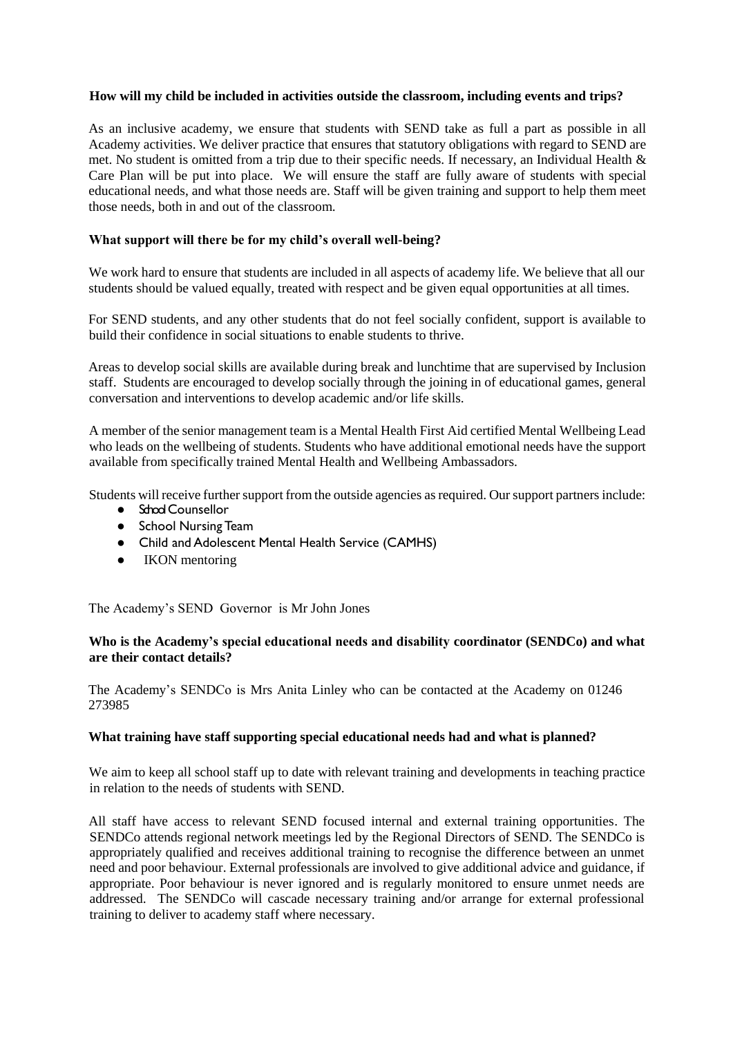**How will my child be included in activities outside the classroom, including events and trips?**

As an inclusive academy, we ensure that students with SEND take as full a part as possible in all Academy activities. We deliver practice that ensures that statutory obligations with regard to SEND are met. No student is omitted from a trip due to their specific needs. If necessary, an Individual Health & Care Plan will be put into place. We will ensure the staff are fully aware of students with special educational needs, and what those needs are. Staff will be given training and support to help them meet those needs, both in and out of the classroom.

**What support will there be for my child's overall well-being?**

We work hard to ensure that students are included in all aspects of academy life. We believe that all our students should be valued equally, treated with respect and be given equal opportunities at all times.

For SEND students, and any other students that do not feel socially confident, support is available to build their confidence in social situations to enable students to thrive.

Areas to develop social skills are available during break and lunchtime that are supervised by Inclusion staff. Students are encouraged to develop socially through the joining in of educational games, general conversation and interventions to develop academic and/or life skills.

A member of the senior management team is a Mental Health First Aid certified Mental Wellbeing Lead who leads on the wellbeing of students. Students who have additional emotional needs have the support available from specifically trained Mental Health and Wellbeing Ambassadors.

Students will receive further support from the outside agencies as required. Our support partners include:

- School Counsellor
- School Nursing Team
- Child and Adolescent Mental Health Service (CAMHS)
- IKON mentoring

The Academy's SEND Governor is Mr John Jones

**Who is the Academy's special educational needs and disability coordinator (SENDCo) and what are their contact details?**

The Academy's SENDCo is Mrs Anita Linley who can be contacted at the Academy on 01246 273985

**What training have staff supporting special educational needs had and what is planned?**

We aim to keep all school staff up to date with relevant training and developments in teaching practice in relation to the needs of students with SEND.

All staff have access to relevant SEND focused internal and external training opportunities. The SENDCo attends regional network meetings led by the Regional Directors of SEND. The SENDCo is appropriately qualified and receives additional training to recognise the difference between an unmet need and poor behaviour. External professionals are involved to give additional advice and guidance, if appropriate. Poor behaviour is never ignored and is regularly monitored to ensure unmet needs are addressed. The SENDCo will cascade necessary training and/or arrange for external professional training to deliver to academy staff where necessary.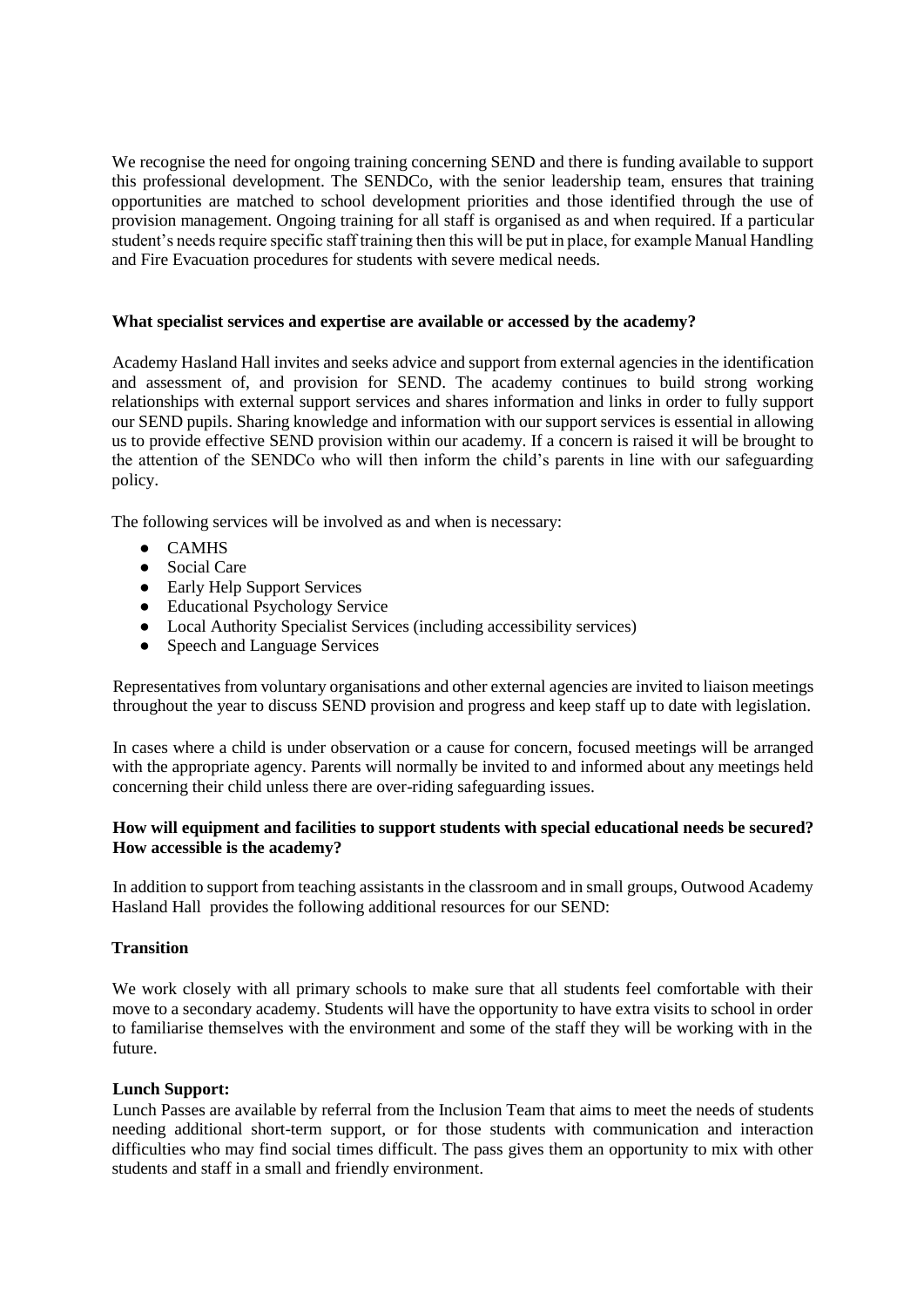We recognise the need for ongoing training concerning SEND and there is funding available to support this professional development. The SENDCo, with the senior leadership team, ensures that training opportunities are matched to school development priorities and those identified through the use of provision management. Ongoing training for all staff is organised as and when required. If a particular student's needs require specific staff training then this will be put in place, for example Manual Handling and Fire Evacuation procedures for students with severe medical needs.

**What specialist services and expertise are available or accessed by the academy?**

Academy Hasland Hall invites and seeks advice and support from external agencies in the identification and assessment of, and provision for SEND. The academy continues to build strong working relationships with external support services and shares information and links in order to fully support our SEND pupils. Sharing knowledge and information with our support services is essential in allowing us to provide effective SEND provision within our academy. If a concern is raised it will be brought to the attention of the SENDCo who will then inform the child's parents in line with our safeguarding policy.

The following services will be involved as and when is necessary:

- CAMHS
- Social Care
- Early Help Support Services
- Educational Psychology Service
- Local Authority Specialist Services (including accessibility services)
- Speech and Language Services

Representatives from voluntary organisations and other external agencies are invited to liaison meetings throughout the year to discuss SEND provision and progress and keep staff up to date with legislation.

In cases where a child is under observation or a cause for concern, focused meetings will be arranged with the appropriate agency. Parents will normally be invited to and informed about any meetings held concerning their child unless there are over-riding safeguarding issues.

**How will equipment and facilities to support students with special educational needs be secured? How accessible is the academy?**

In addition to support from teaching assistants in the classroom and in small groups, Outwood Academy Hasland Hall provides the following additional resources for our SEND:

**Transition**

We work closely with all primary schools to make sure that all students feel comfortable with their move to a secondary academy. Students will have the opportunity to have extra visits to school in order to familiarise themselves with the environment and some of the staff they will be working with in the future.

**Lunch Support:**

Lunch Passes are available by referral from the Inclusion Team that aims to meet the needs of students needing additional short-term support, or for those students with communication and interaction difficulties who may find social times difficult. The pass gives them an opportunity to mix with other students and staff in a small and friendly environment.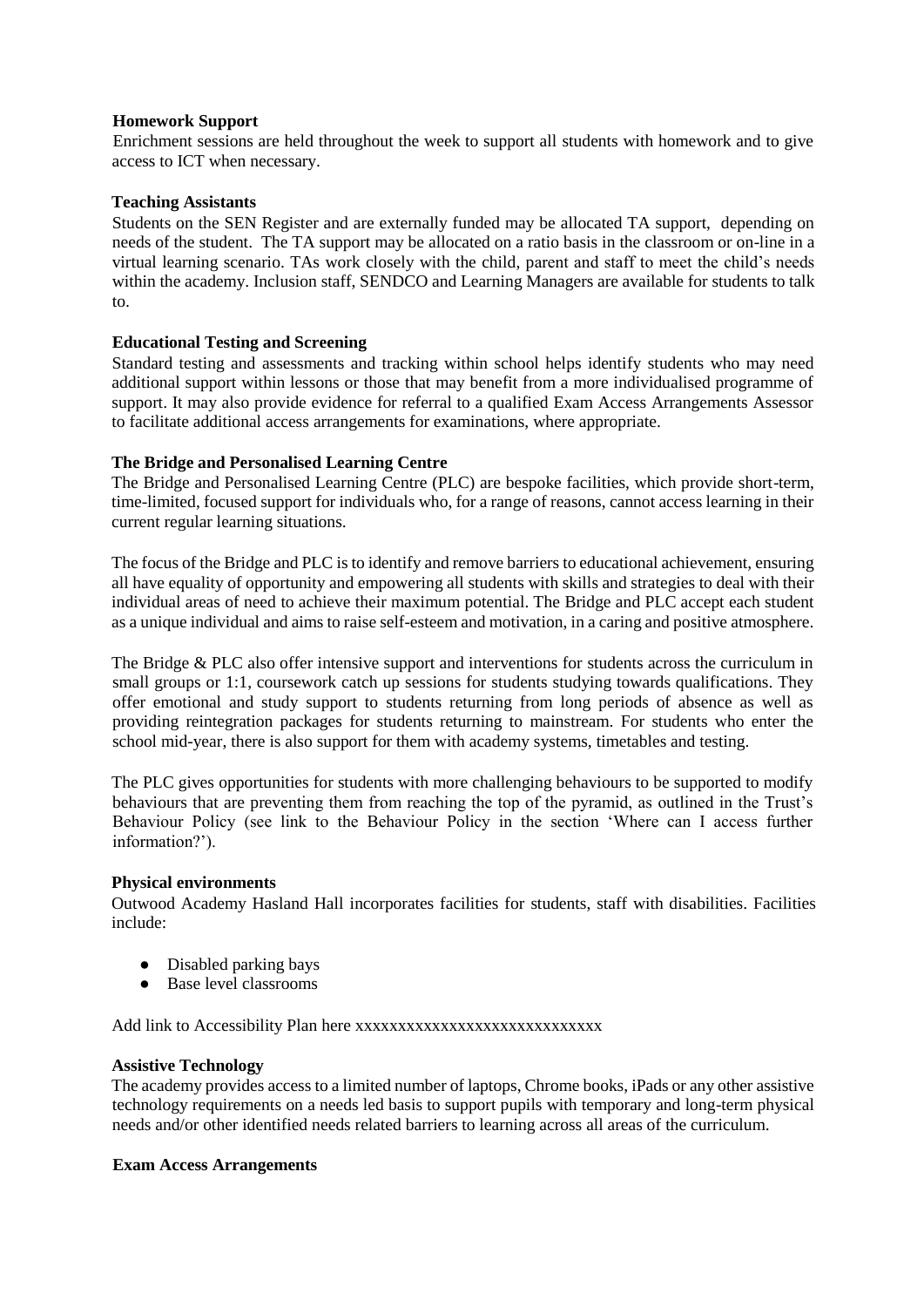**Homework Support**

Enrichment sessions are held throughout the week to support all students with homework and to give access to ICT when necessary.

**Teaching Assistants**

Students on the SEN Register and are externally funded may be allocated TA support, depending on needs of the student. The TA support may be allocated on a ratio basis in the classroom or on-line in a virtual learning scenario. TAs work closely with the child, parent and staff to meet the child's needs within the academy. Inclusion staff, SENDCO and Learning Managers are available for students to talk to.

**Educational Testing and Screening**

Standard testing and assessments and tracking within school helps identify students who may need additional support within lessons or those that may benefit from a more individualised programme of support. It may also provide evidence for referral to a qualified Exam Access Arrangements Assessor to facilitate additional access arrangements for examinations, where appropriate.

**The Bridge and Personalised Learning Centre**

The Bridge and Personalised Learning Centre (PLC) are bespoke facilities, which provide short-term, time-limited, focused support for individuals who, for a range of reasons, cannot access learning in their current regular learning situations.

The focus of the Bridge and PLC is to identify and remove barriers to educational achievement, ensuring all have equality of opportunity and empowering all students with skills and strategies to deal with their individual areas of need to achieve their maximum potential. The Bridge and PLC accept each student as a unique individual and aims to raise self-esteem and motivation, in a caring and positive atmosphere.

The Bridge & PLC also offer intensive support and interventions for students across the curriculum in small groups or 1:1, coursework catch up sessions for students studying towards qualifications. They offer emotional and study support to students returning from long periods of absence as well as providing reintegration packages for students returning to mainstream. For students who enter the school mid-year, there is also support for them with academy systems, timetables and testing.

The PLC gives opportunities for students with more challenging behaviours to be supported to modify behaviours that are preventing them from reaching the top of the pyramid, as outlined in the Trust's Behaviour Policy (see link to the Behaviour Policy in the section 'Where can I access further information?').

**Physical environments**

Outwood Academy Hasland Hall incorporates facilities for students, staff with disabilities. Facilities include:

- Disabled parking bays
- Base level classrooms

Add link to Accessibility Plan here xxxxxxxxxxxxxxxxxxxxxxxxxxxxx

**Assistive Technology**

The academy provides access to a limited number of laptops, Chrome books, iPads or any other assistive technology requirements on a needs led basis to support pupils with temporary and long-term physical needs and/or other identified needs related barriers to learning across all areas of the curriculum.

**Exam Access Arrangements**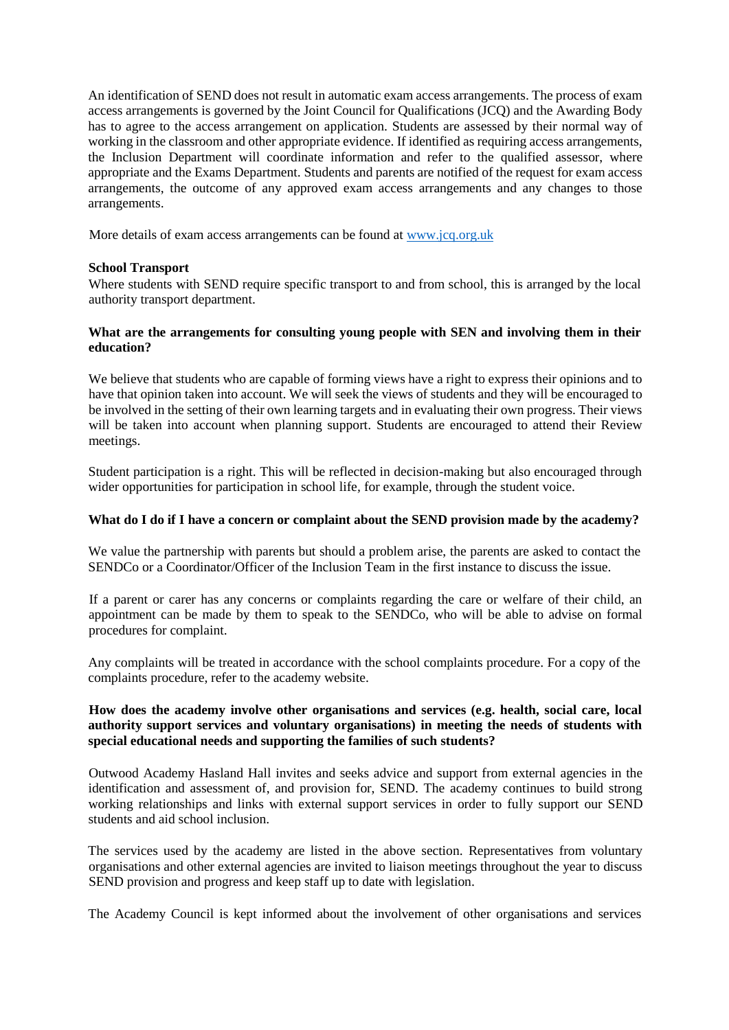An identification of SEND does not result in automatic exam access arrangements. The process of exam access arrangements is governed by the Joint Council for Qualifications (JCQ) and the Awarding Body has to agree to the access arrangement on application. Students are assessed by their normal way of working in the classroom and other appropriate evidence. If identified as requiring access arrangements, the Inclusion Department will coordinate information and refer to the qualified assessor, where appropriate and the Exams Department. Students and parents are notified of the request for exam access arrangements, the outcome of any approved exam access arrangements and any changes to those arrangements.

More details of exam access arrangements can be found at [www.jcq.org.uk](http://www.jcq.org.uk)

**School Transport**

Where students with SEND require specific transport to and from school, this is arranged by the local authority transport department.

**What are the arrangements for consulting young people with SEN and involving them in their education?**

We believe that students who are capable of forming views have a right to express their opinions and to have that opinion taken into account. We will seek the views of students and they will be encouraged to be involved in the setting of their own learning targets and in evaluating their own progress. Their views will be taken into account when planning support. Students are encouraged to attend their Review meetings.

Student participation is a right. This will be reflected in decision-making but also encouraged through wider opportunities for participation in school life, for example, through the student voice.

**What do I do if I have a concern or complaint about the SEND provision made by the academy?**

We value the partnership with parents but should a problem arise, the parents are asked to contact the SENDCo or a Coordinator/Officer of the Inclusion Team in the first instance to discuss the issue.

If a parent or carer has any concerns or complaints regarding the care or welfare of their child, an appointment can be made by them to speak to the SENDCo, who will be able to advise on formal procedures for complaint.

Any complaints will be treated in accordance with the school complaints procedure. For a copy of the complaints procedure, refer to the academy website.

**How does the academy involve other organisations and services (e.g. health, social care, local authority support services and voluntary organisations) in meeting the needs of students with special educational needs and supporting the families of such students?**

Outwood Academy Hasland Hall invites and seeks advice and support from external agencies in the identification and assessment of, and provision for, SEND. The academy continues to build strong working relationships and links with external support services in order to fully support our SEND students and aid school inclusion.

The services used by the academy are listed in the above section. Representatives from voluntary organisations and other external agencies are invited to liaison meetings throughout the year to discuss SEND provision and progress and keep staff up to date with legislation.

The Academy Council is kept informed about the involvement of other organisations and services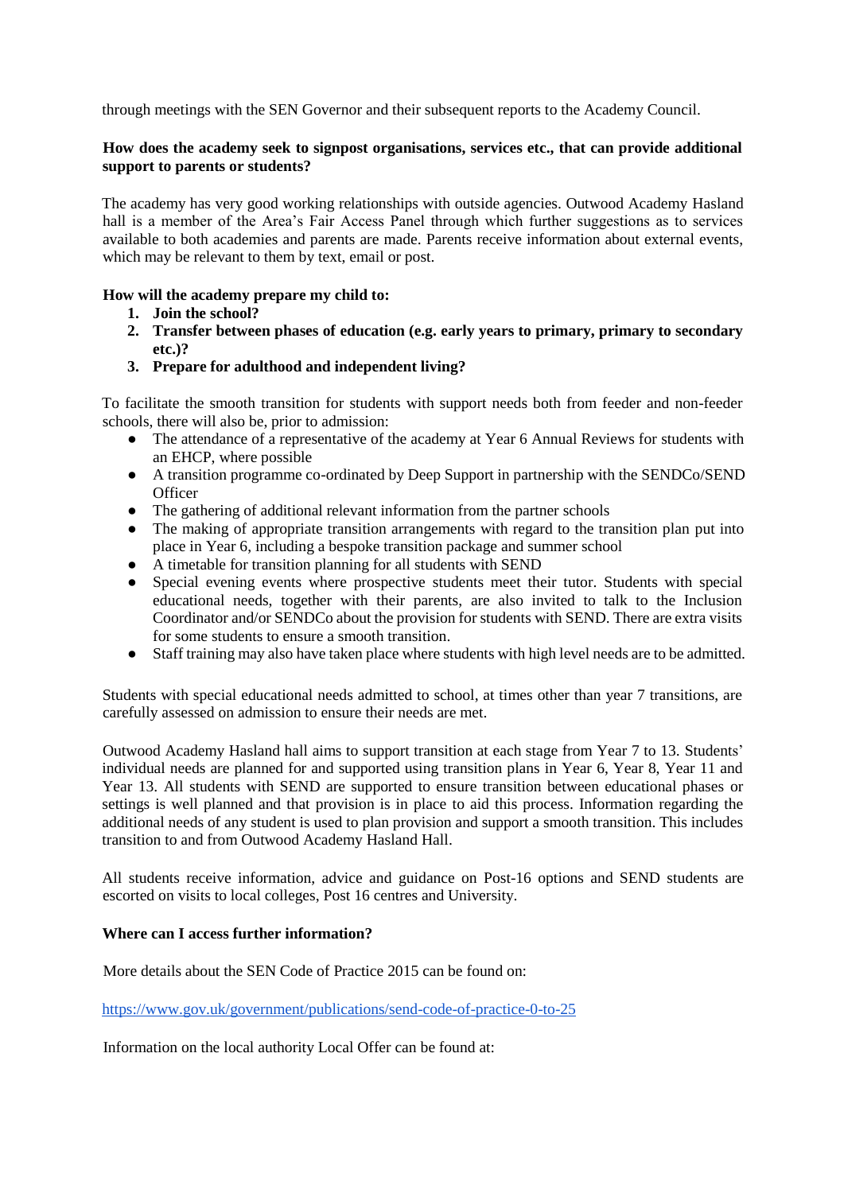through meetings with the SEN Governor and their subsequent reports to the Academy Council.

**How does the academy seek to signpost organisations, services etc., that can provide additional support to parents or students?**

The academy has very good working relationships with outside agencies. Outwood Academy Hasland hall is a member of the Area's Fair Access Panel through which further suggestions as to services available to both academies and parents are made. Parents receive information about external events, which may be relevant to them by text, email or post.

**How will the academy prepare my child to:**

1. **Join the school?**
2. **Transfer between phases of education (e.g. early years to primary, primary to secondary etc.)?**
3. **Prepare for adulthood and independent living?**

To facilitate the smooth transition for students with support needs both from feeder and non-feeder schools, there will also be, prior to admission:

- The attendance of a representative of the academy at Year 6 Annual Reviews for students with an EHCP, where possible
- A transition programme co-ordinated by Deep Support in partnership with the SENDCo/SEND Officer
- The gathering of additional relevant information from the partner schools
- The making of appropriate transition arrangements with regard to the transition plan put into place in Year 6, including a bespoke transition package and summer school
- A timetable for transition planning for all students with SEND
- Special evening events where prospective students meet their tutor. Students with special educational needs, together with their parents, are also invited to talk to the Inclusion Coordinator and/or SENDCo about the provision for students with SEND. There are extra visits for some students to ensure a smooth transition.
- Staff training may also have taken place where students with high level needs are to be admitted.

Students with special educational needs admitted to school, at times other than year 7 transitions, are carefully assessed on admission to ensure their needs are met.

Outwood Academy Hasland hall aims to support transition at each stage from Year 7 to 13. Students' individual needs are planned for and supported using transition plans in Year 6, Year 8, Year 11 and Year 13. All students with SEND are supported to ensure transition between educational phases or settings is well planned and that provision is in place to aid this process. Information regarding the additional needs of any student is used to plan provision and support a smooth transition. This includes transition to and from Outwood Academy Hasland Hall.

All students receive information, advice and guidance on Post-16 options and SEND students are escorted on visits to local colleges, Post 16 centres and University.

**Where can I access further information?**

More details about the SEN Code of Practice 2015 can be found on:

https://www.gov.uk/government/publications/send-code-of-practice-0-to-25

Information on the local authority Local Offer can be found at: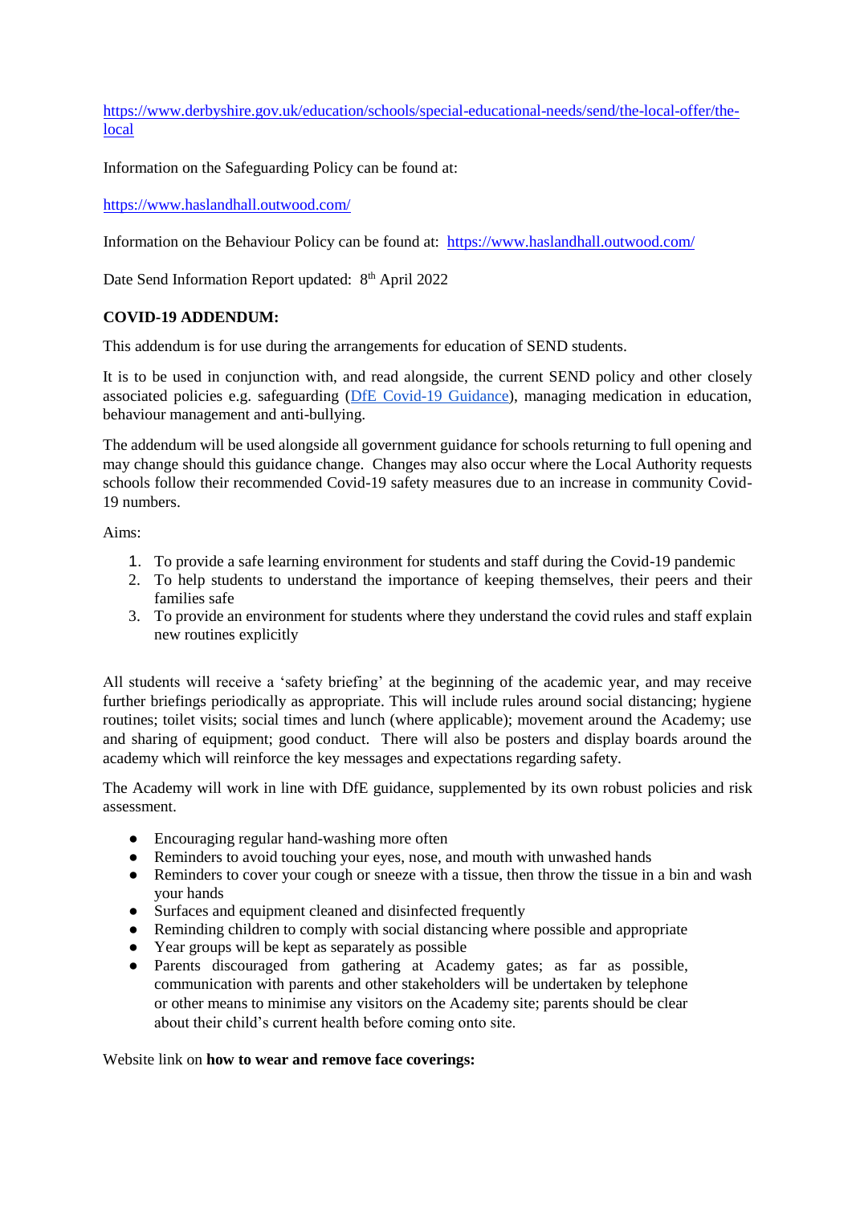https://www.derbyshire.gov.uk/education/schools/special-educational-needs/send/the-local-offer/the-local

Information on the Safeguarding Policy can be found at:

https://www.haslandhall.outwood.com/

Information on the Behaviour Policy can be found at: https://www.haslandhall.outwood.com/

Date Send Information Report updated: 8th April 2022

**COVID-19 ADDENDUM:**

This addendum is for use during the arrangements for education of SEND students.

It is to be used in conjunction with, and read alongside, the current SEND policy and other closely associated policies e.g. safeguarding (DfE Covid-19 Guidance), managing medication in education, behaviour management and anti-bullying.

The addendum will be used alongside all government guidance for schools returning to full opening and may change should this guidance change. Changes may also occur where the Local Authority requests schools follow their recommended Covid-19 safety measures due to an increase in community Covid-19 numbers.

Aims:

1. To provide a safe learning environment for students and staff during the Covid-19 pandemic
2. To help students to understand the importance of keeping themselves, their peers and their families safe
3. To provide an environment for students where they understand the covid rules and staff explain new routines explicitly

All students will receive a 'safety briefing' at the beginning of the academic year, and may receive further briefings periodically as appropriate. This will include rules around social distancing; hygiene routines; toilet visits; social times and lunch (where applicable); movement around the Academy; use and sharing of equipment; good conduct. There will also be posters and display boards around the academy which will reinforce the key messages and expectations regarding safety.

The Academy will work in line with DfE guidance, supplemented by its own robust policies and risk assessment.

- Encouraging regular hand-washing more often
- Reminders to avoid touching your eyes, nose, and mouth with unwashed hands
- Reminders to cover your cough or sneeze with a tissue, then throw the tissue in a bin and wash your hands
- Surfaces and equipment cleaned and disinfected frequently
- Reminding children to comply with social distancing where possible and appropriate
- Year groups will be kept as separately as possible
- Parents discouraged from gathering at Academy gates; as far as possible, communication with parents and other stakeholders will be undertaken by telephone or other means to minimise any visitors on the Academy site; parents should be clear about their child's current health before coming onto site.

Website link on **how to wear and remove face coverings:**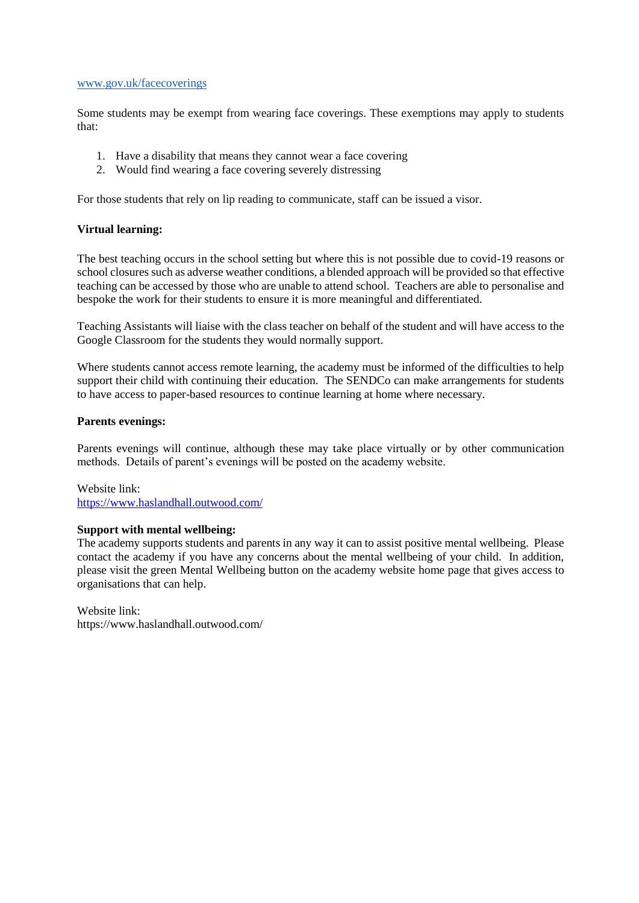www.gov.uk/facecoverings

Some students may be exempt from wearing face coverings. These exemptions may apply to students that:

1. Have a disability that means they cannot wear a face covering
2. Would find wearing a face covering severely distressing

For those students that rely on lip reading to communicate, staff can be issued a visor.

**Virtual learning:**

The best teaching occurs in the school setting but where this is not possible due to covid-19 reasons or school closures such as adverse weather conditions, a blended approach will be provided so that effective teaching can be accessed by those who are unable to attend school. Teachers are able to personalise and bespoke the work for their students to ensure it is more meaningful and differentiated.

Teaching Assistants will liaise with the class teacher on behalf of the student and will have access to the Google Classroom for the students they would normally support.

Where students cannot access remote learning, the academy must be informed of the difficulties to help support their child with continuing their education. The SENDCo can make arrangements for students to have access to paper-based resources to continue learning at home where necessary.

**Parents evenings:**

Parents evenings will continue, although these may take place virtually or by other communication methods. Details of parent's evenings will be posted on the academy website.

Website link:
https://www.haslandhall.outwood.com/

**Support with mental wellbeing:**

The academy supports students and parents in any way it can to assist positive mental wellbeing. Please contact the academy if you have any concerns about the mental wellbeing of your child. In addition, please visit the green Mental Wellbeing button on the academy website home page that gives access to organisations that can help.

Website link:
https://www.haslandhall.outwood.com/